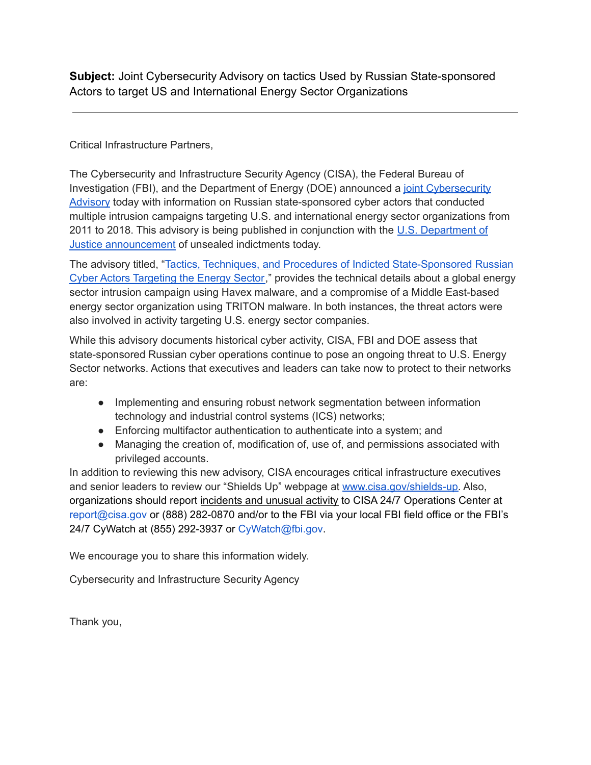**Subject:** Joint Cybersecurity Advisory on tactics Used by Russian State-sponsored Actors to target US and International Energy Sector Organizations

---

Critical Infrastructure Partners,

The Cybersecurity and Infrastructure Security Agency (CISA), the Federal Bureau of Investigation (FBI), and the Department of Energy (DOE) announced a joint Cybersecurity Advisory today with information on Russian state-sponsored cyber actors that conducted multiple intrusion campaigns targeting U.S. and international energy sector organizations from 2011 to 2018. This advisory is being published in conjunction with the U.S. Department of Justice announcement of unsealed indictments today.

The advisory titled, "Tactics, Techniques, and Procedures of Indicted State-Sponsored Russian Cyber Actors Targeting the Energy Sector," provides the technical details about a global energy sector intrusion campaign using Havex malware, and a compromise of a Middle East-based energy sector organization using TRITON malware. In both instances, the threat actors were also involved in activity targeting U.S. energy sector companies.

While this advisory documents historical cyber activity, CISA, FBI and DOE assess that state-sponsored Russian cyber operations continue to pose an ongoing threat to U.S. Energy Sector networks. Actions that executives and leaders can take now to protect to their networks are:

- Implementing and ensuring robust network segmentation between information technology and industrial control systems (ICS) networks;
- Enforcing multifactor authentication to authenticate into a system; and
- Managing the creation of, modification of, use of, and permissions associated with privileged accounts.

In addition to reviewing this new advisory, CISA encourages critical infrastructure executives and senior leaders to review our "Shields Up" webpage at www.cisa.gov/shields-up. Also, organizations should report incidents and unusual activity to CISA 24/7 Operations Center at report@cisa.gov or (888) 282-0870 and/or to the FBI via your local FBI field office or the FBI's 24/7 CyWatch at (855) 292-3937 or CyWatch@fbi.gov.

We encourage you to share this information widely.

Cybersecurity and Infrastructure Security Agency

Thank you,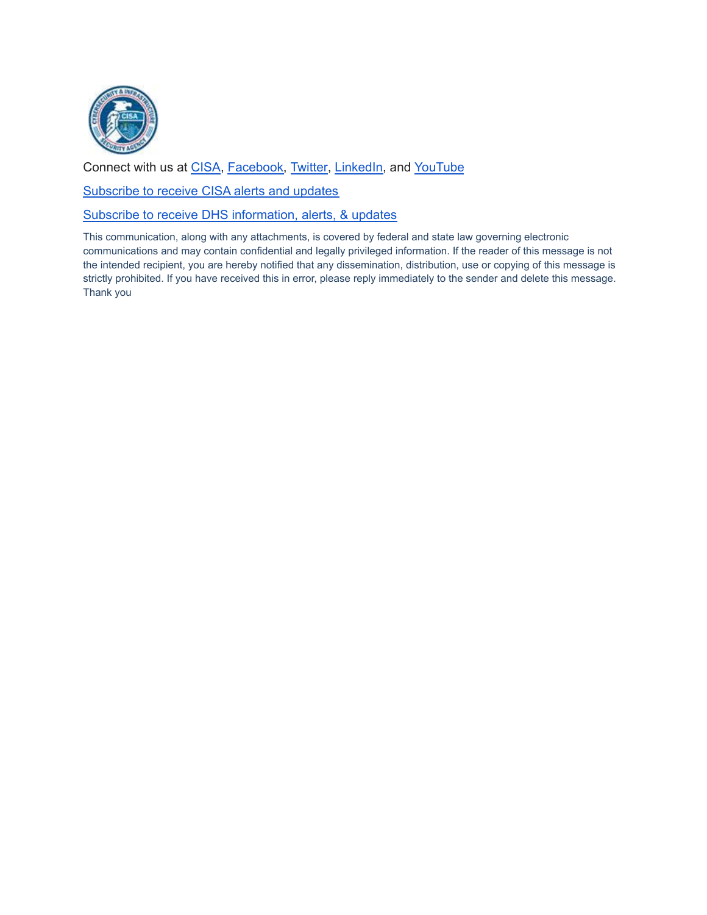Connect with us at CISA, Facebook, Twitter, LinkedIn, and YouTube

Subscribe to receive CISA alerts and updates

Subscribe to receive DHS information, alerts, & updates

This communication, along with any attachments, is covered by federal and state law governing electronic communications and may contain confidential and legally privileged information. If the reader of this message is not the intended recipient, you are hereby notified that any dissemination, distribution, use or copying of this message is strictly prohibited. If you have received this in error, please reply immediately to the sender and delete this message. Thank you